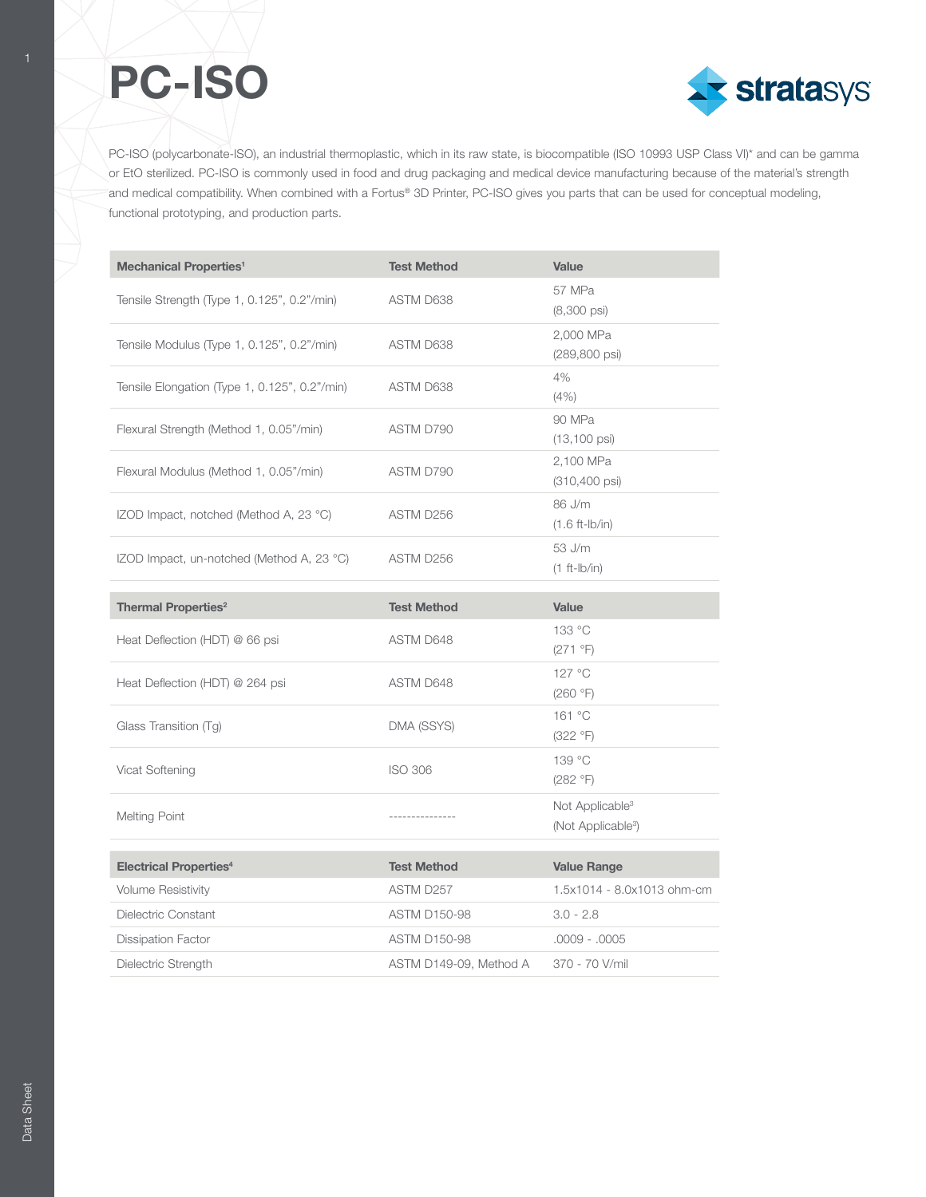# PC-ISO

PC-ISO (polycarbonate-ISO), an industrial thermoplastic, which in its raw state, is biocompatible (ISO 10993 USP Class VI)* and can be gamma or EtO sterilized. PC-ISO is commonly used in food and drug packaging and medical device manufacturing because of the material's strength and medical compatibility. When combined with a Fortus® 3D Printer, PC-ISO gives you parts that can be used for conceptual modeling, functional prototyping, and production parts.

| Mechanical Properties[1] | Test Method | Value |
|---|---|---|
| Tensile Strength (Type 1, 0.125", 0.2"/min) | ASTM D638 | 57 MPa (8,300 psi) |
| Tensile Modulus (Type 1, 0.125", 0.2"/min) | ASTM D638 | 2,000 MPa (289,800 psi) |
| Tensile Elongation (Type 1, 0.125", 0.2"/min) | ASTM D638 | 4% (4%) |
| Flexural Strength (Method 1, 0.05"/min) | ASTM D790 | 90 MPa (13,100 psi) |
| Flexural Modulus (Method 1, 0.05"/min) | ASTM D790 | 2,100 MPa (310,400 psi) |
| IZOD Impact, notched (Method A, 23 °C) | ASTM D256 | 86 J/m (1.6 ft-lb/in) |
| IZOD Impact, un-notched (Method A, 23 °C) | ASTM D256 | 53 J/m (1 ft-lb/in) |

| Thermal Properties[2] | Test Method | Value |
|---|---|---|
| Heat Deflection (HDT) @ 66 psi | ASTM D648 | 133 °C (271 °F) |
| Heat Deflection (HDT) @ 264 psi | ASTM D648 | 127 °C (260 °F) |
| Glass Transition (Tg) | DMA (SSYS) | 161 °C (322 °F) |
| Vicat Softening | ISO 306 | 139 °C (282 °F) |
| Melting Point | --------------- | Not Applicable[3] (Not Applicable[3]) |

| Electrical Properties[4] | Test Method | Value Range |
|---|---|---|
| Volume Resistivity | ASTM D257 | 1.5x1014 - 8.0x1013 ohm-cm |
| Dielectric Constant | ASTM D150-98 | 3.0 - 2.8 |
| Dissipation Factor | ASTM D150-98 | .0009 - .0005 |
| Dielectric Strength | ASTM D149-09, Method A | 370 - 70 V/mil |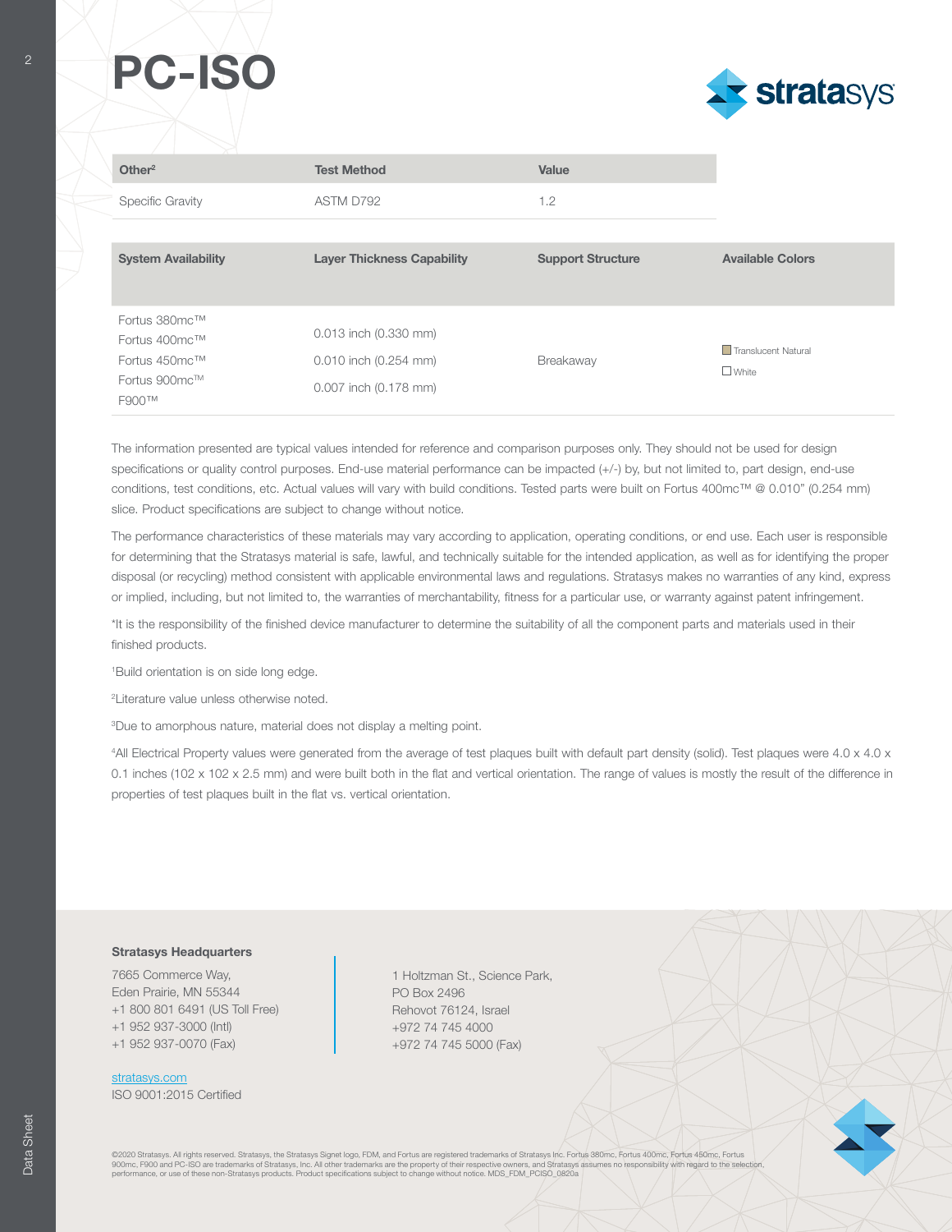# PC-ISO

| Other[2] | Test Method | Value |
| --- | --- | --- |
| Specific Gravity | ASTM D792 | 1.2 |

| System Availability | Layer Thickness Capability | Support Structure | Available Colors |
| --- | --- | --- | --- |
| Fortus 380mc™<br>Fortus 400mc™<br>Fortus 450mc™<br>Fortus 900mc™<br>F900™ | 0.013 inch (0.330 mm)<br>0.010 inch (0.254 mm)<br>0.007 inch (0.178 mm) | Breakaway | Translucent Natural<br>White |

The information presented are typical values intended for reference and comparison purposes only. They should not be used for design specifications or quality control purposes. End-use material performance can be impacted (+/-) by, but not limited to, part design, end-use conditions, test conditions, etc. Actual values will vary with build conditions. Tested parts were built on Fortus 400mc™ @ 0.010" (0.254 mm) slice. Product specifications are subject to change without notice.

The performance characteristics of these materials may vary according to application, operating conditions, or end use. Each user is responsible for determining that the Stratasys material is safe, lawful, and technically suitable for the intended application, as well as for identifying the proper disposal (or recycling) method consistent with applicable environmental laws and regulations. Stratasys makes no warranties of any kind, express or implied, including, but not limited to, the warranties of merchantability, fitness for a particular use, or warranty against patent infringement.

*It is the responsibility of the finished device manufacturer to determine the suitability of all the component parts and materials used in their finished products.

[1]Build orientation is on side long edge.

[2]Literature value unless otherwise noted.

[3]Due to amorphous nature, material does not display a melting point.

[4]All Electrical Property values were generated from the average of test plaques built with default part density (solid). Test plaques were 4.0 x 4.0 x 0.1 inches (102 x 102 x 2.5 mm) and were built both in the flat and vertical orientation. The range of values is mostly the result of the difference in properties of test plaques built in the flat vs. vertical orientation.

**Stratasys Headquarters**

7665 Commerce Way,
Eden Prairie, MN 55344
+1 800 801 6491 (US Toll Free)
+1 952 937-3000 (Intl)
+1 952 937-0070 (Fax)

1 Holtzman St., Science Park,
PO Box 2496
Rehovot 76124, Israel
+972 74 745 4000
+972 74 745 5000 (Fax)

stratasys.com
ISO 9001:2015 Certified

©2020 Stratasys. All rights reserved. Stratasys, the Stratasys Signet logo, FDM, and Fortus are registered trademarks of Stratasys Inc. Fortus 380mc, Fortus 400mc, Fortus 450mc, Fortus 900mc, F900 and PC-ISO are trademarks of Stratasys, Inc. All other trademarks are the property of their respective owners, and Stratasys assumes no responsibility with regard to the selection, performance, or use of these non-Stratasys products. Product specifications subject to change without notice. MDS_FDM_PCISO_0820a